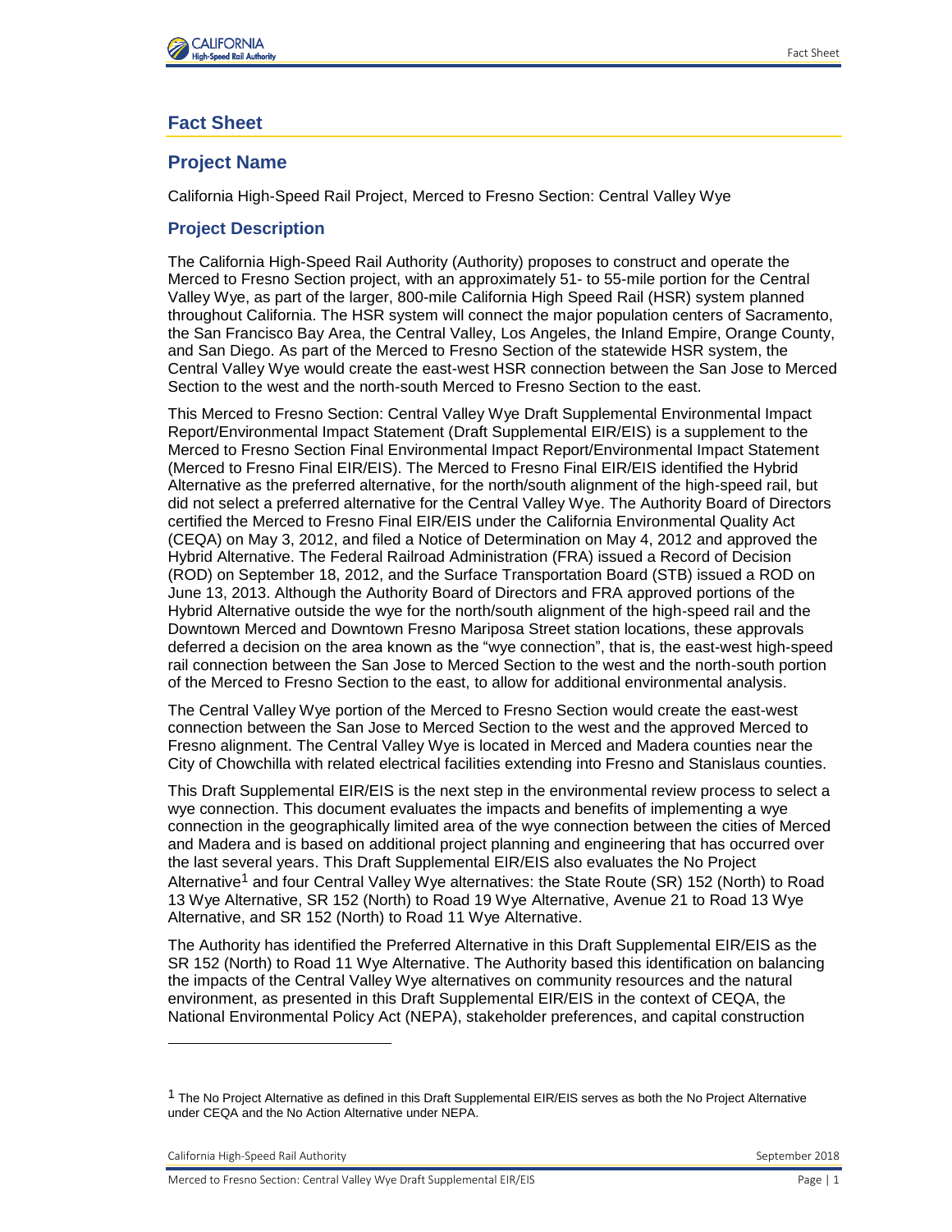# Fact Sheet

## Project Name

California High-Speed Rail Project, Merced to Fresno Section: Central Valley Wye

### Project Description

The California High-Speed Rail Authority (Authority) proposes to construct and operate the Merced to Fresno Section project, with an approximately 51- to 55-mile portion for the Central Valley Wye, as part of the larger, 800-mile California High Speed Rail (HSR) system planned throughout California. The HSR system will connect the major population centers of Sacramento, the San Francisco Bay Area, the Central Valley, Los Angeles, the Inland Empire, Orange County, and San Diego. As part of the Merced to Fresno Section of the statewide HSR system, the Central Valley Wye would create the east-west HSR connection between the San Jose to Merced Section to the west and the north-south Merced to Fresno Section to the east.

This Merced to Fresno Section: Central Valley Wye Draft Supplemental Environmental Impact Report/Environmental Impact Statement (Draft Supplemental EIR/EIS) is a supplement to the Merced to Fresno Section Final Environmental Impact Report/Environmental Impact Statement (Merced to Fresno Final EIR/EIS). The Merced to Fresno Final EIR/EIS identified the Hybrid Alternative as the preferred alternative, for the north/south alignment of the high-speed rail, but did not select a preferred alternative for the Central Valley Wye. The Authority Board of Directors certified the Merced to Fresno Final EIR/EIS under the California Environmental Quality Act (CEQA) on May 3, 2012, and filed a Notice of Determination on May 4, 2012 and approved the Hybrid Alternative. The Federal Railroad Administration (FRA) issued a Record of Decision (ROD) on September 18, 2012, and the Surface Transportation Board (STB) issued a ROD on June 13, 2013. Although the Authority Board of Directors and FRA approved portions of the Hybrid Alternative outside the wye for the north/south alignment of the high-speed rail and the Downtown Merced and Downtown Fresno Mariposa Street station locations, these approvals deferred a decision on the area known as the "wye connection", that is, the east-west high-speed rail connection between the San Jose to Merced Section to the west and the north-south portion of the Merced to Fresno Section to the east, to allow for additional environmental analysis.

The Central Valley Wye portion of the Merced to Fresno Section would create the east-west connection between the San Jose to Merced Section to the west and the approved Merced to Fresno alignment. The Central Valley Wye is located in Merced and Madera counties near the City of Chowchilla with related electrical facilities extending into Fresno and Stanislaus counties.

This Draft Supplemental EIR/EIS is the next step in the environmental review process to select a wye connection. This document evaluates the impacts and benefits of implementing a wye connection in the geographically limited area of the wye connection between the cities of Merced and Madera and is based on additional project planning and engineering that has occurred over the last several years. This Draft Supplemental EIR/EIS also evaluates the No Project Alternative[1] and four Central Valley Wye alternatives: the State Route (SR) 152 (North) to Road 13 Wye Alternative, SR 152 (North) to Road 19 Wye Alternative, Avenue 21 to Road 13 Wye Alternative, and SR 152 (North) to Road 11 Wye Alternative.

The Authority has identified the Preferred Alternative in this Draft Supplemental EIR/EIS as the SR 152 (North) to Road 11 Wye Alternative. The Authority based this identification on balancing the impacts of the Central Valley Wye alternatives on community resources and the natural environment, as presented in this Draft Supplemental EIR/EIS in the context of CEQA, the National Environmental Policy Act (NEPA), stakeholder preferences, and capital construction

[1] The No Project Alternative as defined in this Draft Supplemental EIR/EIS serves as both the No Project Alternative under CEQA and the No Action Alternative under NEPA.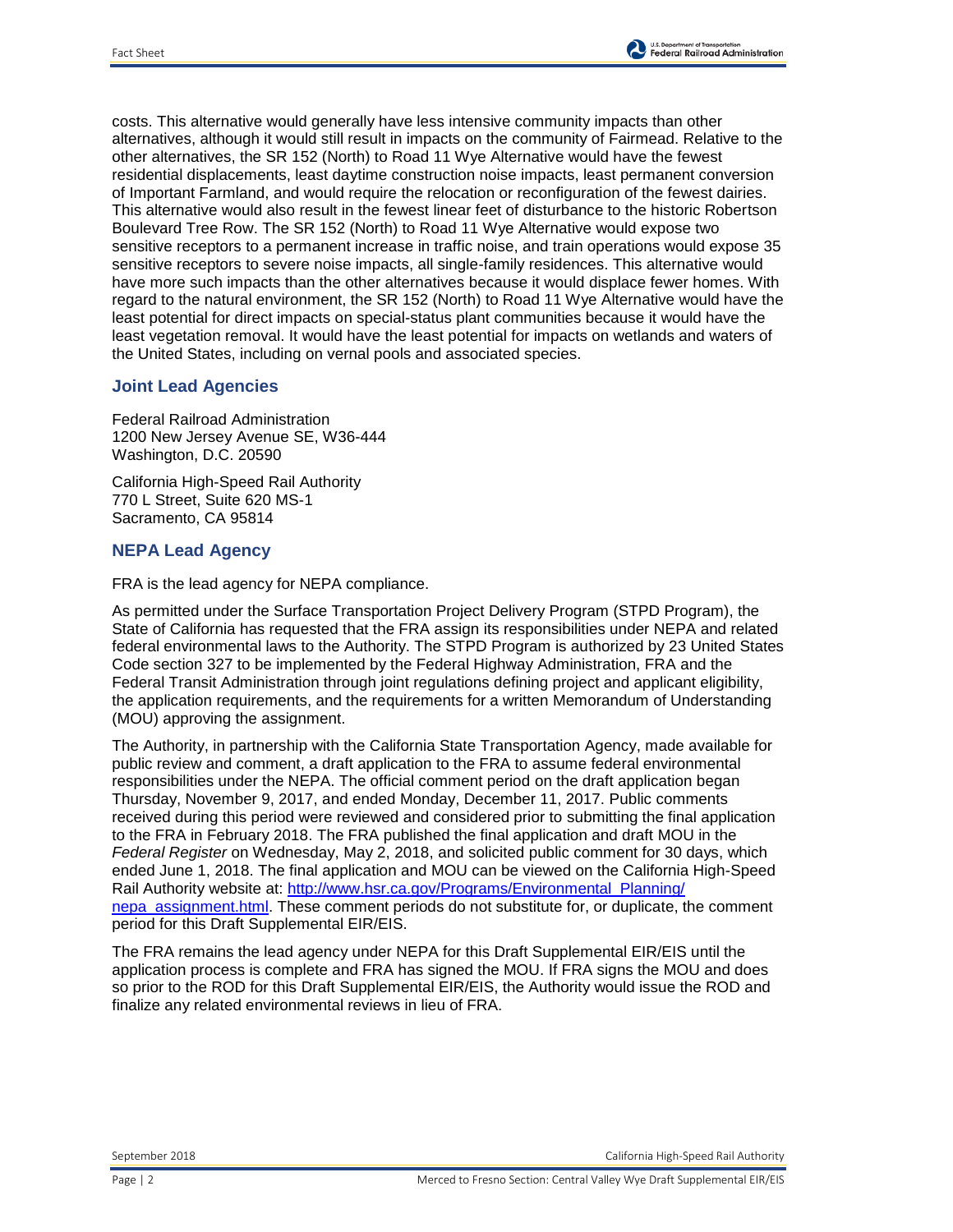costs. This alternative would generally have less intensive community impacts than other alternatives, although it would still result in impacts on the community of Fairmead. Relative to the other alternatives, the SR 152 (North) to Road 11 Wye Alternative would have the fewest residential displacements, least daytime construction noise impacts, least permanent conversion of Important Farmland, and would require the relocation or reconfiguration of the fewest dairies. This alternative would also result in the fewest linear feet of disturbance to the historic Robertson Boulevard Tree Row. The SR 152 (North) to Road 11 Wye Alternative would expose two sensitive receptors to a permanent increase in traffic noise, and train operations would expose 35 sensitive receptors to severe noise impacts, all single-family residences. This alternative would have more such impacts than the other alternatives because it would displace fewer homes. With regard to the natural environment, the SR 152 (North) to Road 11 Wye Alternative would have the least potential for direct impacts on special-status plant communities because it would have the least vegetation removal. It would have the least potential for impacts on wetlands and waters of the United States, including on vernal pools and associated species.

## Joint Lead Agencies

Federal Railroad Administration
1200 New Jersey Avenue SE, W36-444
Washington, D.C. 20590

California High-Speed Rail Authority
770 L Street, Suite 620 MS-1
Sacramento, CA 95814

## NEPA Lead Agency

FRA is the lead agency for NEPA compliance.

As permitted under the Surface Transportation Project Delivery Program (STPD Program), the State of California has requested that the FRA assign its responsibilities under NEPA and related federal environmental laws to the Authority. The STPD Program is authorized by 23 United States Code section 327 to be implemented by the Federal Highway Administration, FRA and the Federal Transit Administration through joint regulations defining project and applicant eligibility, the application requirements, and the requirements for a written Memorandum of Understanding (MOU) approving the assignment.

The Authority, in partnership with the California State Transportation Agency, made available for public review and comment, a draft application to the FRA to assume federal environmental responsibilities under the NEPA. The official comment period on the draft application began Thursday, November 9, 2017, and ended Monday, December 11, 2017. Public comments received during this period were reviewed and considered prior to submitting the final application to the FRA in February 2018. The FRA published the final application and draft MOU in the *Federal Register* on Wednesday, May 2, 2018, and solicited public comment for 30 days, which ended June 1, 2018. The final application and MOU can be viewed on the California High-Speed Rail Authority website at: [http://www.hsr.ca.gov/Programs/Environmental_Planning/nepa_assignment.html](http://www.hsr.ca.gov/Programs/Environmental_Planning/nepa_assignment.html). These comment periods do not substitute for, or duplicate, the comment period for this Draft Supplemental EIR/EIS.

The FRA remains the lead agency under NEPA for this Draft Supplemental EIR/EIS until the application process is complete and FRA has signed the MOU. If FRA signs the MOU and does so prior to the ROD for this Draft Supplemental EIR/EIS, the Authority would issue the ROD and finalize any related environmental reviews in lieu of FRA.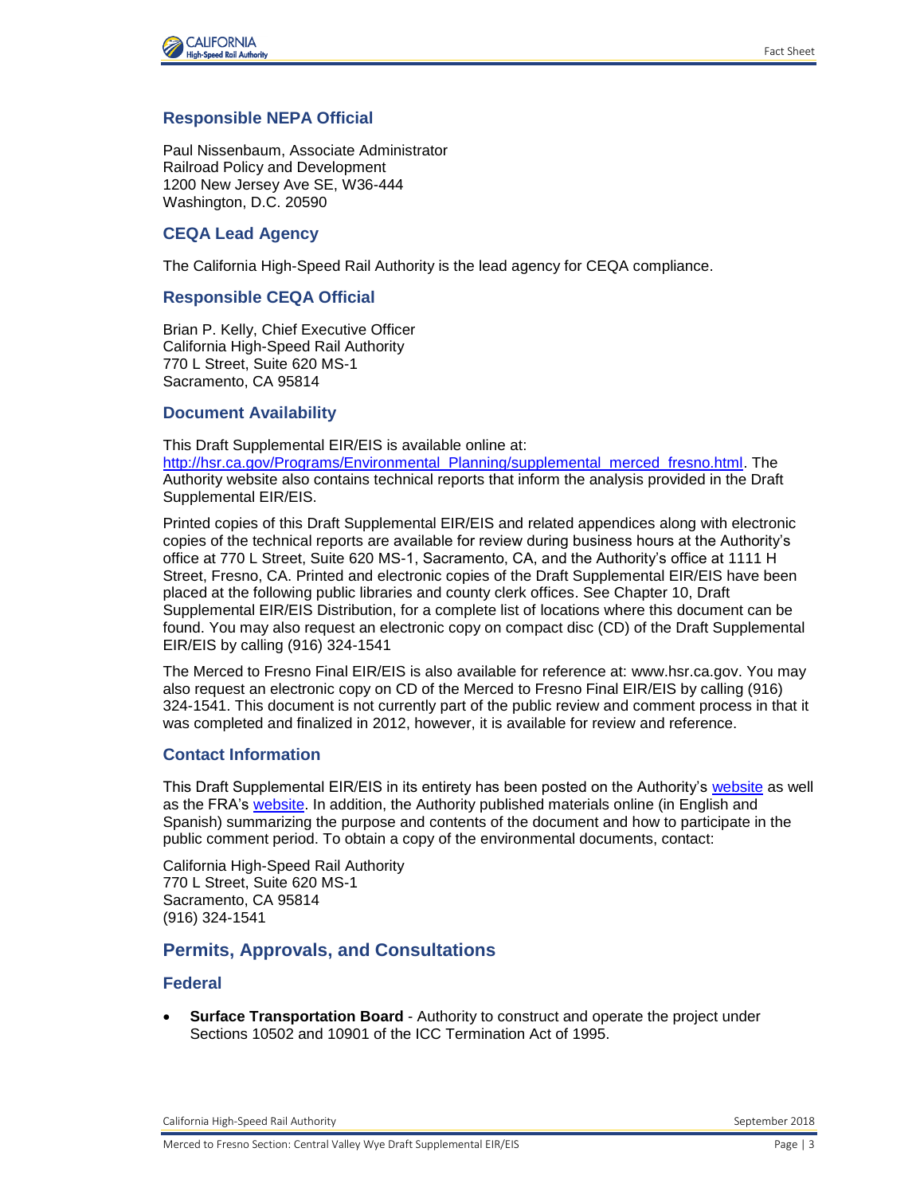### Responsible NEPA Official

Paul Nissenbaum, Associate Administrator
Railroad Policy and Development
1200 New Jersey Ave SE, W36-444
Washington, D.C. 20590

### CEQA Lead Agency

The California High-Speed Rail Authority is the lead agency for CEQA compliance.

### Responsible CEQA Official

Brian P. Kelly, Chief Executive Officer
California High-Speed Rail Authority
770 L Street, Suite 620 MS-1
Sacramento, CA 95814

### Document Availability

This Draft Supplemental EIR/EIS is available online at:
[http://hsr.ca.gov/Programs/Environmental_Planning/supplemental_merced_fresno.html](http://hsr.ca.gov/Programs/Environmental_Planning/supplemental_merced_fresno.html). The Authority website also contains technical reports that inform the analysis provided in the Draft Supplemental EIR/EIS.

Printed copies of this Draft Supplemental EIR/EIS and related appendices along with electronic copies of the technical reports are available for review during business hours at the Authority's office at 770 L Street, Suite 620 MS-1, Sacramento, CA, and the Authority's office at 1111 H Street, Fresno, CA. Printed and electronic copies of the Draft Supplemental EIR/EIS have been placed at the following public libraries and county clerk offices. See Chapter 10, Draft Supplemental EIR/EIS Distribution, for a complete list of locations where this document can be found. You may also request an electronic copy on compact disc (CD) of the Draft Supplemental EIR/EIS by calling (916) 324-1541

The Merced to Fresno Final EIR/EIS is also available for reference at: www.hsr.ca.gov. You may also request an electronic copy on CD of the Merced to Fresno Final EIR/EIS by calling (916) 324-1541. This document is not currently part of the public review and comment process in that it was completed and finalized in 2012, however, it is available for review and reference.

### Contact Information

This Draft Supplemental EIR/EIS in its entirety has been posted on the Authority's website as well as the FRA's website. In addition, the Authority published materials online (in English and Spanish) summarizing the purpose and contents of the document and how to participate in the public comment period. To obtain a copy of the environmental documents, contact:

California High-Speed Rail Authority
770 L Street, Suite 620 MS-1
Sacramento, CA 95814
(916) 324-1541

## Permits, Approvals, and Consultations

### Federal

- **Surface Transportation Board** - Authority to construct and operate the project under Sections 10502 and 10901 of the ICC Termination Act of 1995.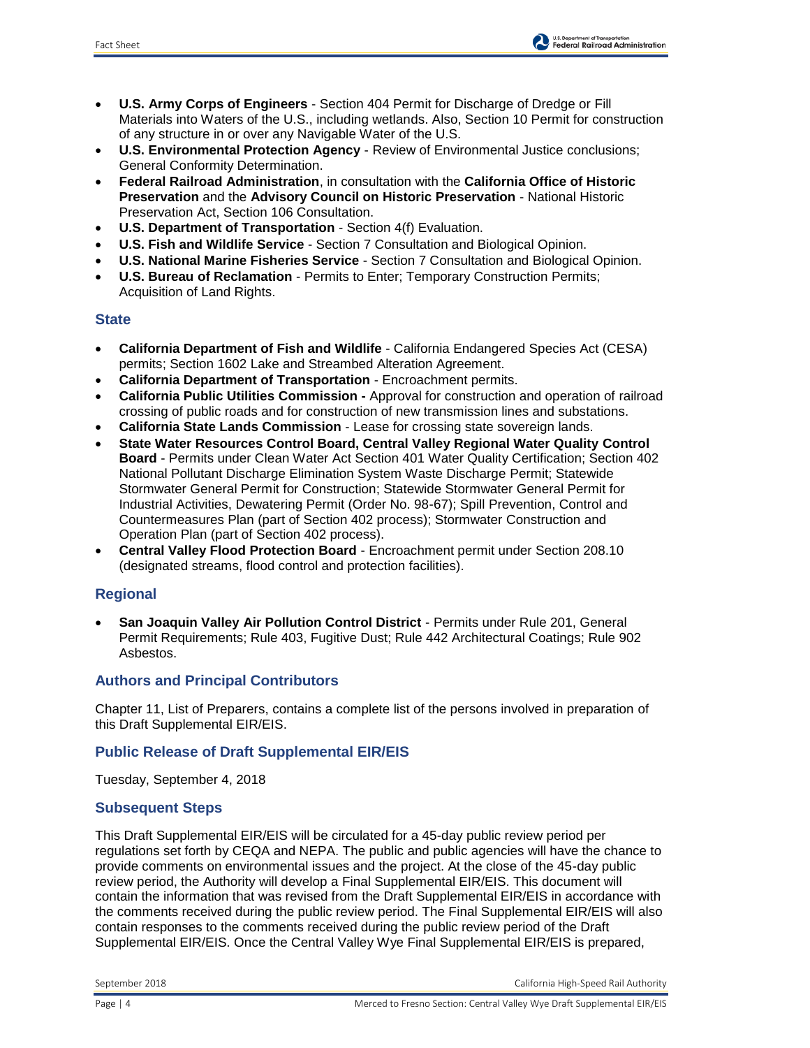- **U.S. Army Corps of Engineers** - Section 404 Permit for Discharge of Dredge or Fill Materials into Waters of the U.S., including wetlands. Also, Section 10 Permit for construction of any structure in or over any Navigable Water of the U.S.
- **U.S. Environmental Protection Agency** - Review of Environmental Justice conclusions; General Conformity Determination.
- **Federal Railroad Administration**, in consultation with the **California Office of Historic Preservation** and the **Advisory Council on Historic Preservation** - National Historic Preservation Act, Section 106 Consultation.
- **U.S. Department of Transportation** - Section 4(f) Evaluation.
- **U.S. Fish and Wildlife Service** - Section 7 Consultation and Biological Opinion.
- **U.S. National Marine Fisheries Service** - Section 7 Consultation and Biological Opinion.
- **U.S. Bureau of Reclamation** - Permits to Enter; Temporary Construction Permits; Acquisition of Land Rights.

### State

- **California Department of Fish and Wildlife** - California Endangered Species Act (CESA) permits; Section 1602 Lake and Streambed Alteration Agreement.
- **California Department of Transportation** - Encroachment permits.
- **California Public Utilities Commission -** Approval for construction and operation of railroad crossing of public roads and for construction of new transmission lines and substations.
- **California State Lands Commission** - Lease for crossing state sovereign lands.
- **State Water Resources Control Board, Central Valley Regional Water Quality Control Board** - Permits under Clean Water Act Section 401 Water Quality Certification; Section 402 National Pollutant Discharge Elimination System Waste Discharge Permit; Statewide Stormwater General Permit for Construction; Statewide Stormwater General Permit for Industrial Activities, Dewatering Permit (Order No. 98-67); Spill Prevention, Control and Countermeasures Plan (part of Section 402 process); Stormwater Construction and Operation Plan (part of Section 402 process).
- **Central Valley Flood Protection Board** - Encroachment permit under Section 208.10 (designated streams, flood control and protection facilities).

### Regional

- **San Joaquin Valley Air Pollution Control District** - Permits under Rule 201, General Permit Requirements; Rule 403, Fugitive Dust; Rule 442 Architectural Coatings; Rule 902 Asbestos.

## Authors and Principal Contributors

Chapter 11, List of Preparers, contains a complete list of the persons involved in preparation of this Draft Supplemental EIR/EIS.

## Public Release of Draft Supplemental EIR/EIS

Tuesday, September 4, 2018

## Subsequent Steps

This Draft Supplemental EIR/EIS will be circulated for a 45-day public review period per regulations set forth by CEQA and NEPA. The public and public agencies will have the chance to provide comments on environmental issues and the project. At the close of the 45-day public review period, the Authority will develop a Final Supplemental EIR/EIS. This document will contain the information that was revised from the Draft Supplemental EIR/EIS in accordance with the comments received during the public review period. The Final Supplemental EIR/EIS will also contain responses to the comments received during the public review period of the Draft Supplemental EIR/EIS. Once the Central Valley Wye Final Supplemental EIR/EIS is prepared,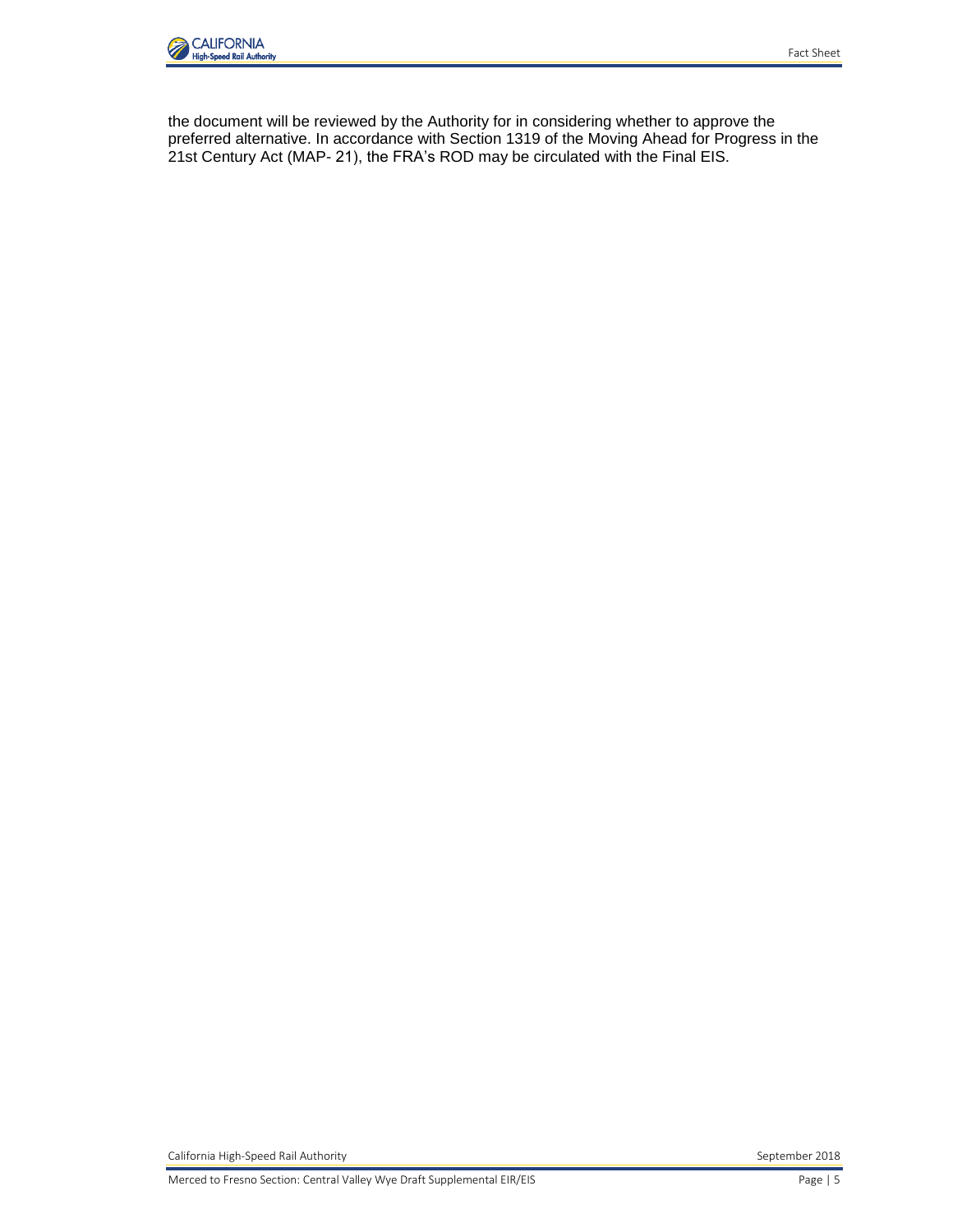the document will be reviewed by the Authority for in considering whether to approve the preferred alternative. In accordance with Section 1319 of the Moving Ahead for Progress in the 21st Century Act (MAP- 21), the FRA's ROD may be circulated with the Final EIS.